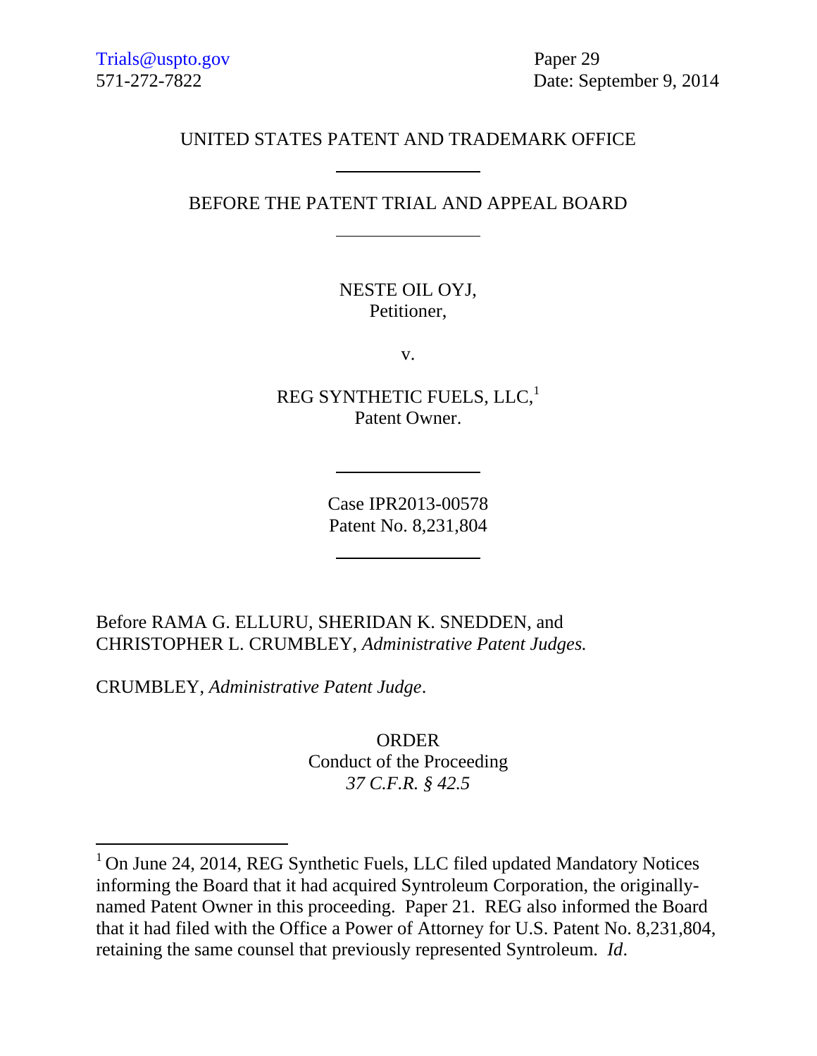Trials@uspto.gov
571-272-7822

Paper 29
Date: September 9, 2014

UNITED STATES PATENT AND TRADEMARK OFFICE

---

BEFORE THE PATENT TRIAL AND APPEAL BOARD

---

NESTE OIL OYJ,
Petitioner,

v.

REG SYNTHETIC FUELS, LLC,[1]
Patent Owner.

---

Case IPR2013-00578
Patent No. 8,231,804

---

Before RAMA G. ELLURU, SHERIDAN K. SNEDDEN, and CHRISTOPHER L. CRUMBLEY, *Administrative Patent Judges.*

CRUMBLEY, *Administrative Patent Judge*.

ORDER
Conduct of the Proceeding
*37 C.F.R. § 42.5*

---

[1] On June 24, 2014, REG Synthetic Fuels, LLC filed updated Mandatory Notices informing the Board that it had acquired Syntroleum Corporation, the originally-named Patent Owner in this proceeding. Paper 21. REG also informed the Board that it had filed with the Office a Power of Attorney for U.S. Patent No. 8,231,804, retaining the same counsel that previously represented Syntroleum. *Id*.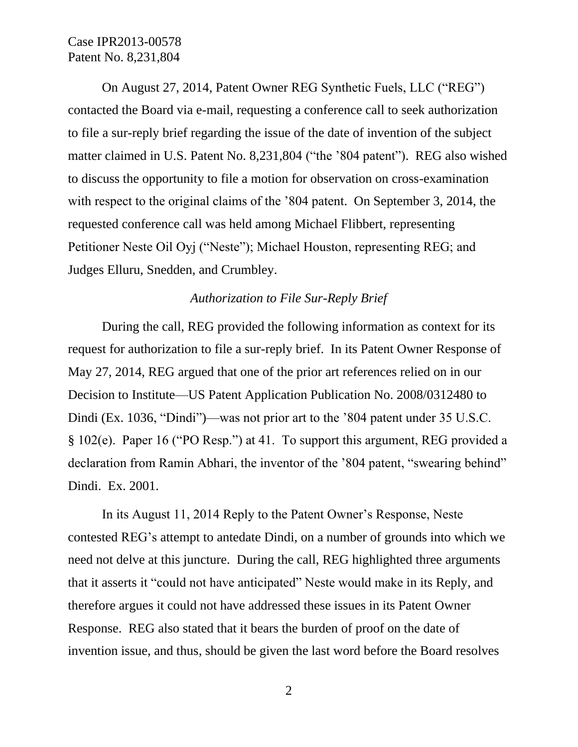On August 27, 2014, Patent Owner REG Synthetic Fuels, LLC ("REG") contacted the Board via e-mail, requesting a conference call to seek authorization to file a sur-reply brief regarding the issue of the date of invention of the subject matter claimed in U.S. Patent No. 8,231,804 ("the '804 patent"). REG also wished to discuss the opportunity to file a motion for observation on cross-examination with respect to the original claims of the '804 patent. On September 3, 2014, the requested conference call was held among Michael Flibbert, representing Petitioner Neste Oil Oyj ("Neste"); Michael Houston, representing REG; and Judges Elluru, Snedden, and Crumbley.

*Authorization to File Sur-Reply Brief*

During the call, REG provided the following information as context for its request for authorization to file a sur-reply brief. In its Patent Owner Response of May 27, 2014, REG argued that one of the prior art references relied on in our Decision to Institute—US Patent Application Publication No. 2008/0312480 to Dindi (Ex. 1036, "Dindi")—was not prior art to the '804 patent under 35 U.S.C. § 102(e). Paper 16 ("PO Resp.") at 41. To support this argument, REG provided a declaration from Ramin Abhari, the inventor of the '804 patent, "swearing behind" Dindi. Ex. 2001.

In its August 11, 2014 Reply to the Patent Owner's Response, Neste contested REG's attempt to antedate Dindi, on a number of grounds into which we need not delve at this juncture. During the call, REG highlighted three arguments that it asserts it "could not have anticipated" Neste would make in its Reply, and therefore argues it could not have addressed these issues in its Patent Owner Response. REG also stated that it bears the burden of proof on the date of invention issue, and thus, should be given the last word before the Board resolves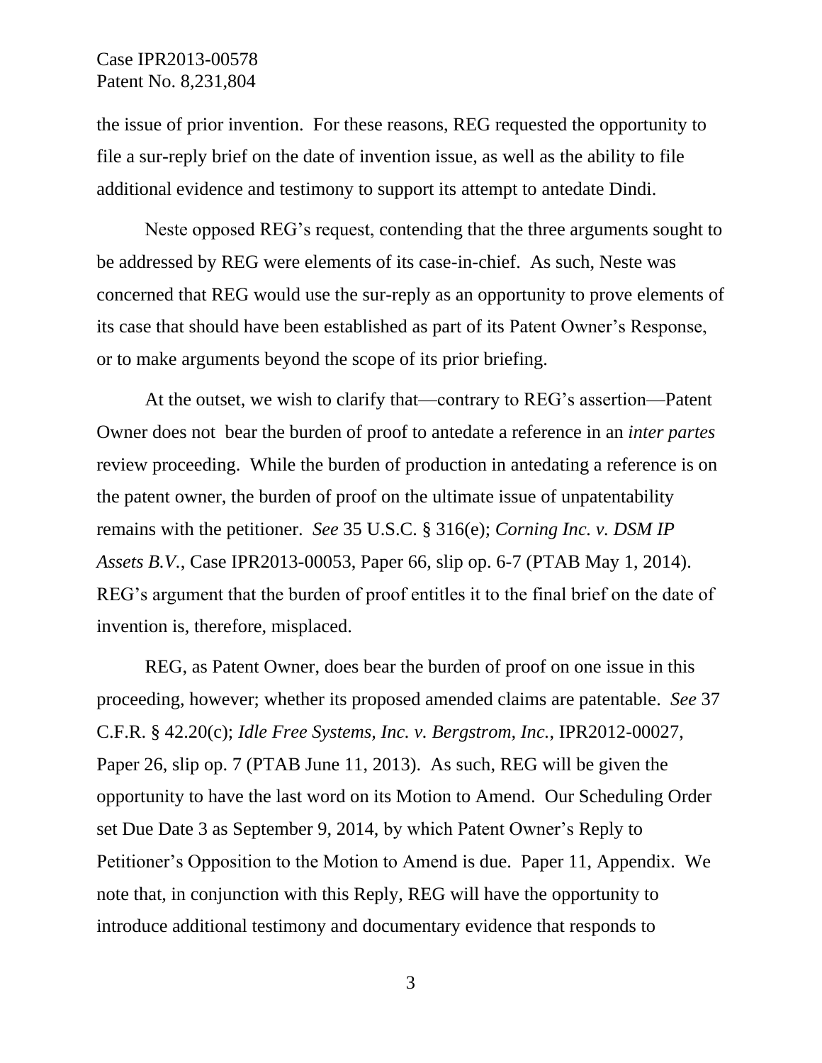the issue of prior invention. For these reasons, REG requested the opportunity to file a sur-reply brief on the date of invention issue, as well as the ability to file additional evidence and testimony to support its attempt to antedate Dindi.

Neste opposed REG's request, contending that the three arguments sought to be addressed by REG were elements of its case-in-chief. As such, Neste was concerned that REG would use the sur-reply as an opportunity to prove elements of its case that should have been established as part of its Patent Owner's Response, or to make arguments beyond the scope of its prior briefing.

At the outset, we wish to clarify that—contrary to REG's assertion—Patent Owner does not bear the burden of proof to antedate a reference in an *inter partes* review proceeding. While the burden of production in antedating a reference is on the patent owner, the burden of proof on the ultimate issue of unpatentability remains with the petitioner. *See* 35 U.S.C. § 316(e); *Corning Inc. v. DSM IP Assets B.V.*, Case IPR2013-00053, Paper 66, slip op. 6-7 (PTAB May 1, 2014). REG's argument that the burden of proof entitles it to the final brief on the date of invention is, therefore, misplaced.

REG, as Patent Owner, does bear the burden of proof on one issue in this proceeding, however; whether its proposed amended claims are patentable. *See* 37 C.F.R. § 42.20(c); *Idle Free Systems, Inc. v. Bergstrom, Inc.*, IPR2012-00027, Paper 26, slip op. 7 (PTAB June 11, 2013). As such, REG will be given the opportunity to have the last word on its Motion to Amend. Our Scheduling Order set Due Date 3 as September 9, 2014, by which Patent Owner's Reply to Petitioner's Opposition to the Motion to Amend is due. Paper 11, Appendix. We note that, in conjunction with this Reply, REG will have the opportunity to introduce additional testimony and documentary evidence that responds to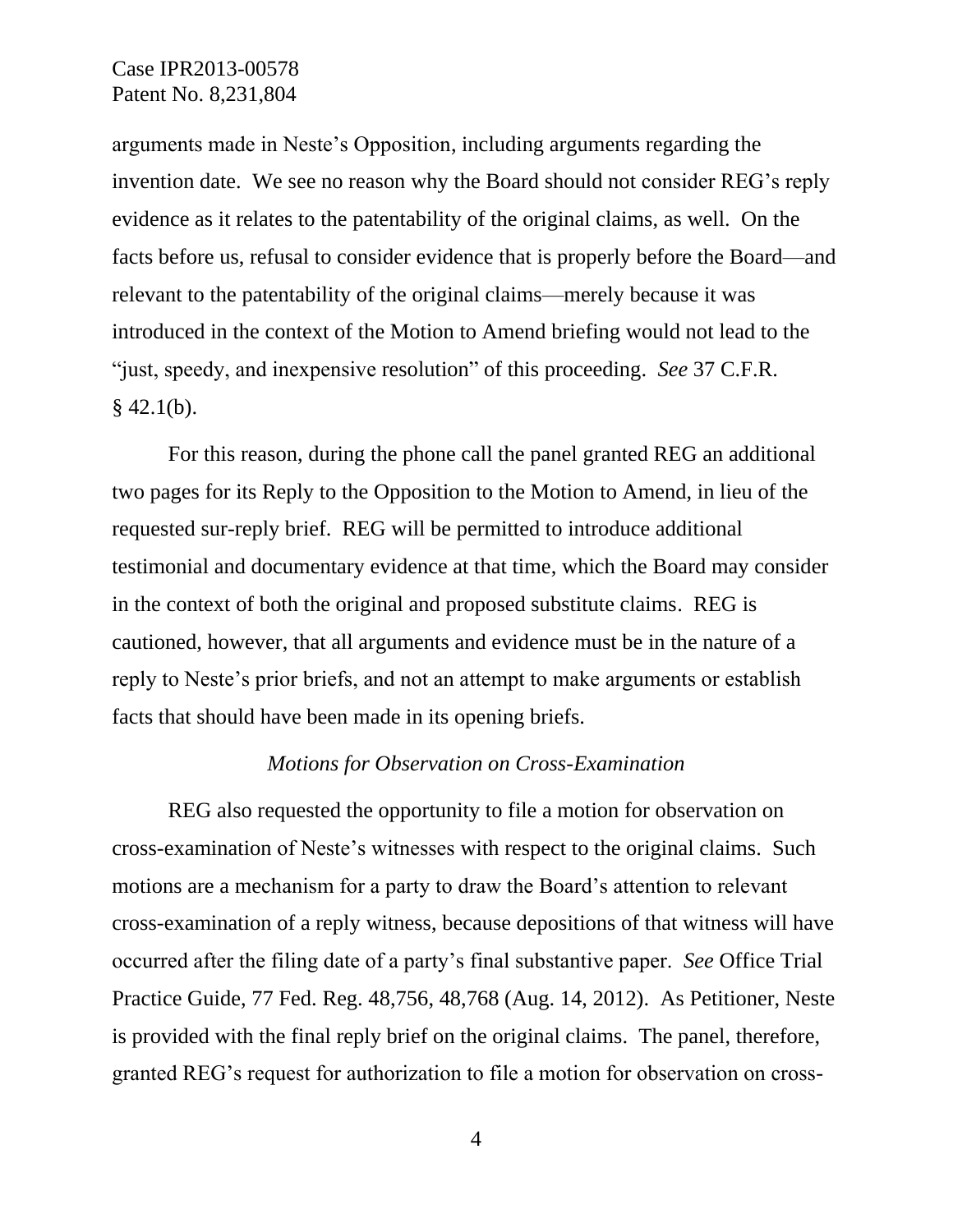arguments made in Neste's Opposition, including arguments regarding the invention date. We see no reason why the Board should not consider REG's reply evidence as it relates to the patentability of the original claims, as well. On the facts before us, refusal to consider evidence that is properly before the Board—and relevant to the patentability of the original claims—merely because it was introduced in the context of the Motion to Amend briefing would not lead to the "just, speedy, and inexpensive resolution" of this proceeding. *See* 37 C.F.R. § 42.1(b).

For this reason, during the phone call the panel granted REG an additional two pages for its Reply to the Opposition to the Motion to Amend, in lieu of the requested sur-reply brief. REG will be permitted to introduce additional testimonial and documentary evidence at that time, which the Board may consider in the context of both the original and proposed substitute claims. REG is cautioned, however, that all arguments and evidence must be in the nature of a reply to Neste's prior briefs, and not an attempt to make arguments or establish facts that should have been made in its opening briefs.

*Motions for Observation on Cross-Examination*

REG also requested the opportunity to file a motion for observation on cross-examination of Neste's witnesses with respect to the original claims. Such motions are a mechanism for a party to draw the Board's attention to relevant cross-examination of a reply witness, because depositions of that witness will have occurred after the filing date of a party's final substantive paper. *See* Office Trial Practice Guide, 77 Fed. Reg. 48,756, 48,768 (Aug. 14, 2012). As Petitioner, Neste is provided with the final reply brief on the original claims. The panel, therefore, granted REG's request for authorization to file a motion for observation on cross-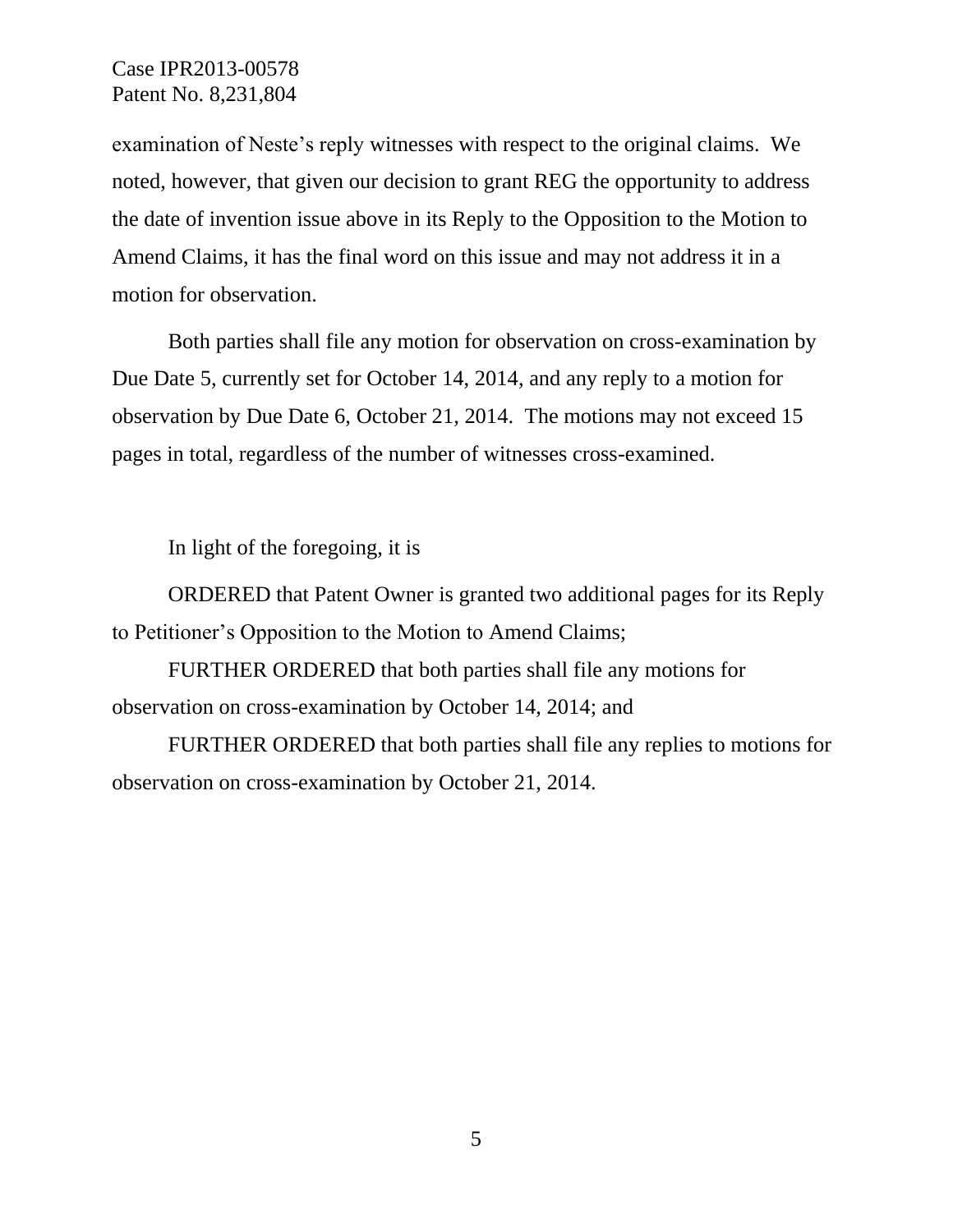examination of Neste's reply witnesses with respect to the original claims. We noted, however, that given our decision to grant REG the opportunity to address the date of invention issue above in its Reply to the Opposition to the Motion to Amend Claims, it has the final word on this issue and may not address it in a motion for observation.

Both parties shall file any motion for observation on cross-examination by Due Date 5, currently set for October 14, 2014, and any reply to a motion for observation by Due Date 6, October 21, 2014. The motions may not exceed 15 pages in total, regardless of the number of witnesses cross-examined.

In light of the foregoing, it is

ORDERED that Patent Owner is granted two additional pages for its Reply to Petitioner's Opposition to the Motion to Amend Claims;

FURTHER ORDERED that both parties shall file any motions for observation on cross-examination by October 14, 2014; and

FURTHER ORDERED that both parties shall file any replies to motions for observation on cross-examination by October 21, 2014.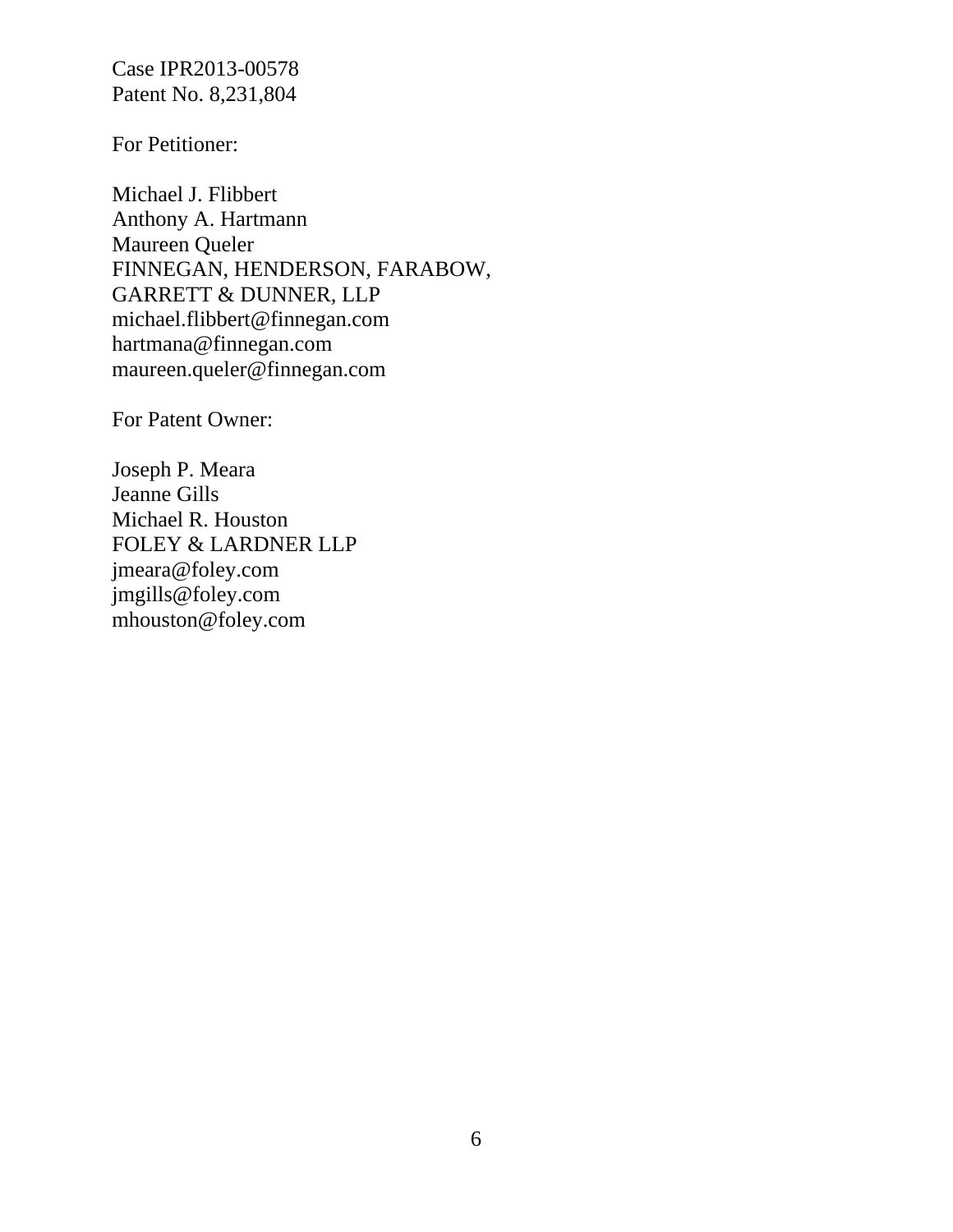Case IPR2013-00578
Patent No. 8,231,804

For Petitioner:

Michael J. Flibbert
Anthony A. Hartmann
Maureen Queler
FINNEGAN, HENDERSON, FARABOW,
GARRETT & DUNNER, LLP
michael.flibbert@finnegan.com
hartmana@finnegan.com
maureen.queler@finnegan.com

For Patent Owner:

Joseph P. Meara
Jeanne Gills
Michael R. Houston
FOLEY & LARDNER LLP
jmeara@foley.com
jmgills@foley.com
mhouston@foley.com